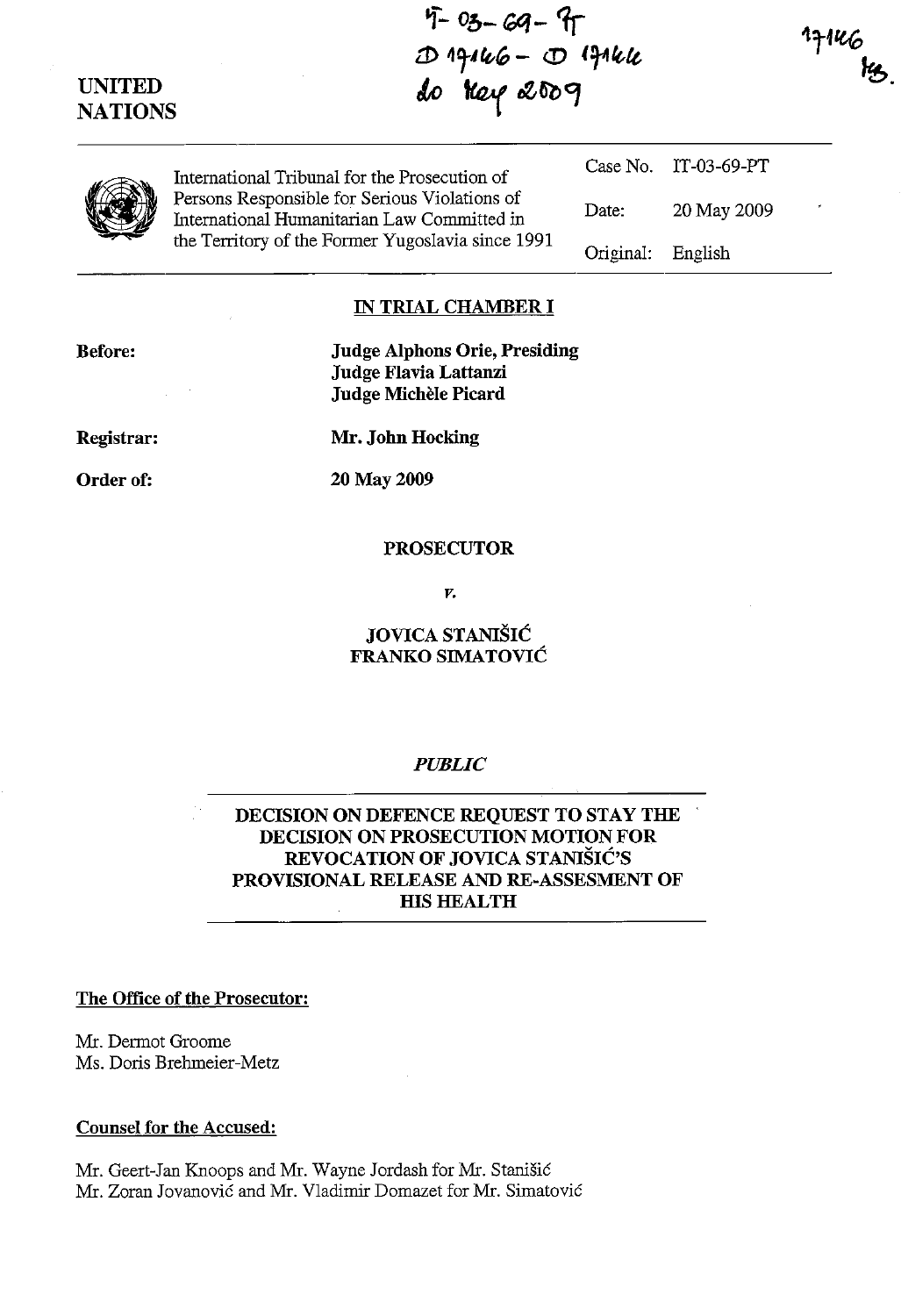IT-03-69-PT
D17146 - D17144
20 May 2009

17146
MS.

UNITED NATIONS

International Tribunal for the Prosecution of Persons Responsible for Serious Violations of International Humanitarian Law Committed in the Territory of the Former Yugoslavia since 1991

| | |
|---|---|
| Case No. | IT-03-69-PT |
| Date: | 20 May 2009 |
| Original: | English |

## IN TRIAL CHAMBER I

**Before:** **Judge Alphons Orie, Presiding**
**Judge Flavia Lattanzi**
**Judge Michèle Picard**

**Registrar:** **Mr. John Hocking**

**Order of:** **20 May 2009**

**PROSECUTOR**

*v.*

**JOVICA STANIŠIĆ**
**FRANKO SIMATOVIĆ**

*PUBLIC*

**DECISION ON DEFENCE REQUEST TO STAY THE DECISION ON PROSECUTION MOTION FOR REVOCATION OF JOVICA STANIŠIĆ'S PROVISIONAL RELEASE AND RE-ASSESMENT OF HIS HEALTH**

**The Office of the Prosecutor:**

Mr. Dermot Groome
Ms. Doris Brehmeier-Metz

**Counsel for the Accused:**

Mr. Geert-Jan Knoops and Mr. Wayne Jordash for Mr. Stanišić
Mr. Zoran Jovanović and Mr. Vladimir Domazet for Mr. Simatović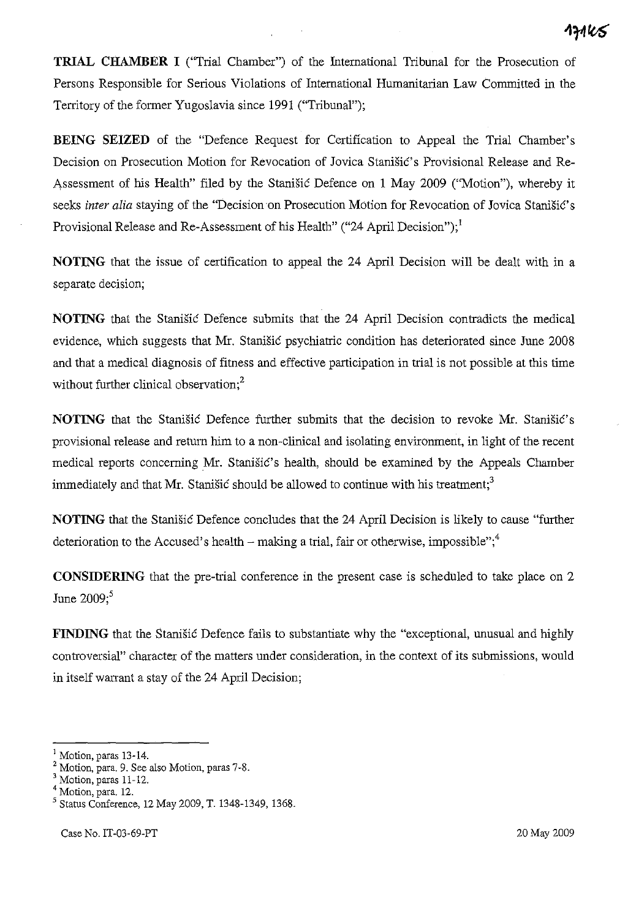**TRIAL CHAMBER I** ("Trial Chamber") of the International Tribunal for the Prosecution of Persons Responsible for Serious Violations of International Humanitarian Law Committed in the Territory of the former Yugoslavia since 1991 ("Tribunal");

**BEING SEIZED** of the "Defence Request for Certification to Appeal the Trial Chamber's Decision on Prosecution Motion for Revocation of Jovica Stanišić's Provisional Release and Re-Assessment of his Health" filed by the Stanišić Defence on 1 May 2009 ("Motion"), whereby it seeks *inter alia* staying of the "Decision on Prosecution Motion for Revocation of Jovica Stanišić's Provisional Release and Re-Assessment of his Health" ("24 April Decision");[1]

**NOTING** that the issue of certification to appeal the 24 April Decision will be dealt with in a separate decision;

**NOTING** that the Stanišić Defence submits that the 24 April Decision contradicts the medical evidence, which suggests that Mr. Stanišić psychiatric condition has deteriorated since June 2008 and that a medical diagnosis of fitness and effective participation in trial is not possible at this time without further clinical observation;[2]

**NOTING** that the Stanišić Defence further submits that the decision to revoke Mr. Stanišić's provisional release and return him to a non-clinical and isolating environment, in light of the recent medical reports concerning Mr. Stanišić's health, should be examined by the Appeals Chamber immediately and that Mr. Stanišić should be allowed to continue with his treatment;[3]

**NOTING** that the Stanišić Defence concludes that the 24 April Decision is likely to cause "further deterioration to the Accused's health – making a trial, fair or otherwise, impossible";[4]

**CONSIDERING** that the pre-trial conference in the present case is scheduled to take place on 2 June 2009;[5]

**FINDING** that the Stanišić Defence fails to substantiate why the "exceptional, unusual and highly controversial" character of the matters under consideration, in the context of its submissions, would in itself warrant a stay of the 24 April Decision;

---

[1] Motion, paras 13-14.
[2] Motion, para. 9. See also Motion, paras 7-8.
[3] Motion, paras 11-12.
[4] Motion, para. 12.
[5] Status Conference, 12 May 2009, T. 1348-1349, 1368.

Case No. IT-03-69-PT 20 May 2009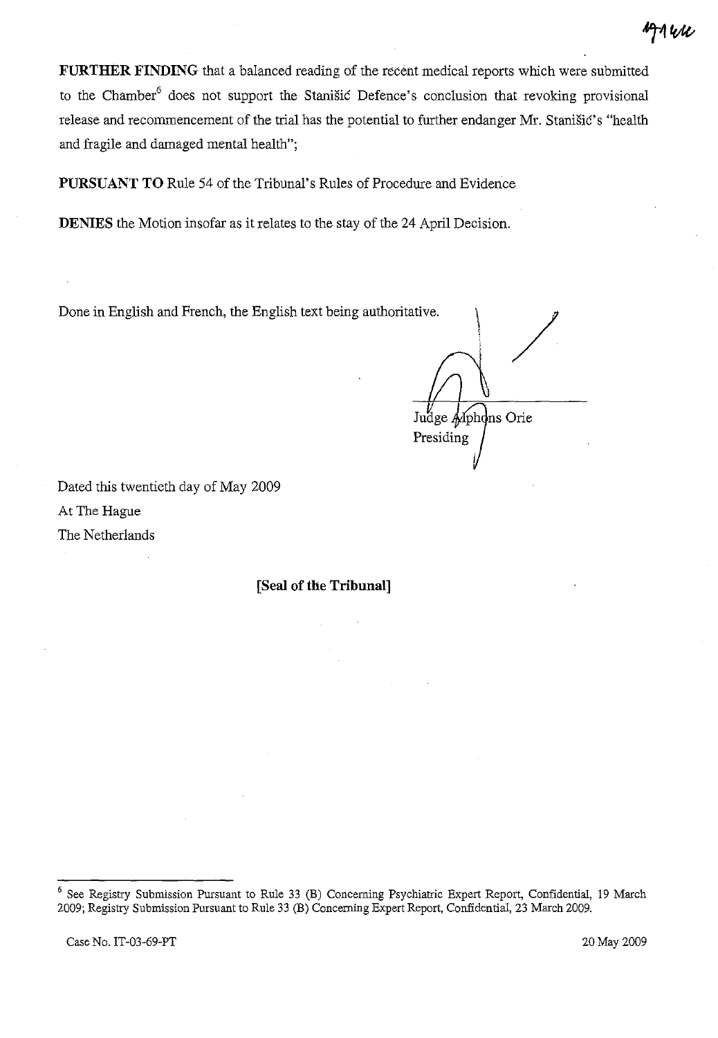**FURTHER FINDING** that a balanced reading of the recent medical reports which were submitted to the Chamber[6] does not support the Stanišić Defence's conclusion that revoking provisional release and recommencement of the trial has the potential to further endanger Mr. Stanišić's "health and fragile and damaged mental health";

**PURSUANT TO** Rule 54 of the Tribunal's Rules of Procedure and Evidence

**DENIES** the Motion insofar as it relates to the stay of the 24 April Decision.

Done in English and French, the English text being authoritative.

Judge Alphons Orie
Presiding

Dated this twentieth day of May 2009
At The Hague
The Netherlands

**[Seal of the Tribunal]**

---

[6] See Registry Submission Pursuant to Rule 33 (B) Concerning Psychiatric Expert Report, Confidential, 19 March 2009; Registry Submission Pursuant to Rule 33 (B) Concerning Expert Report, Confidential, 23 March 2009.

Case No. IT-03-69-PT 20 May 2009